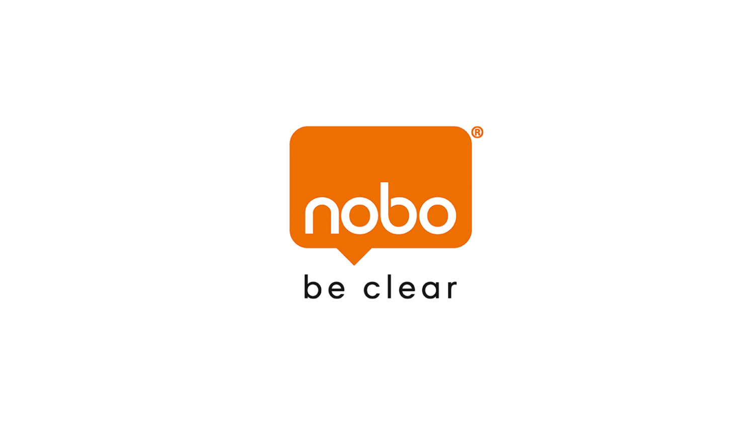nobo®

be clear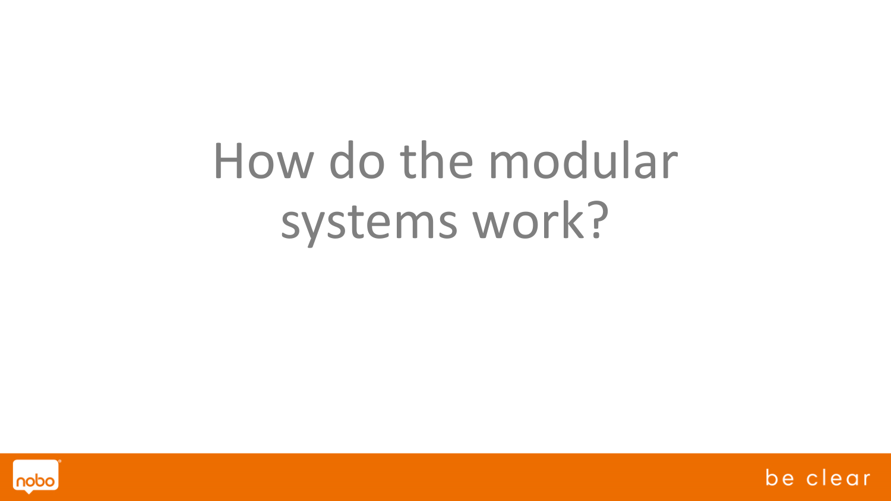# How do the modular systems work?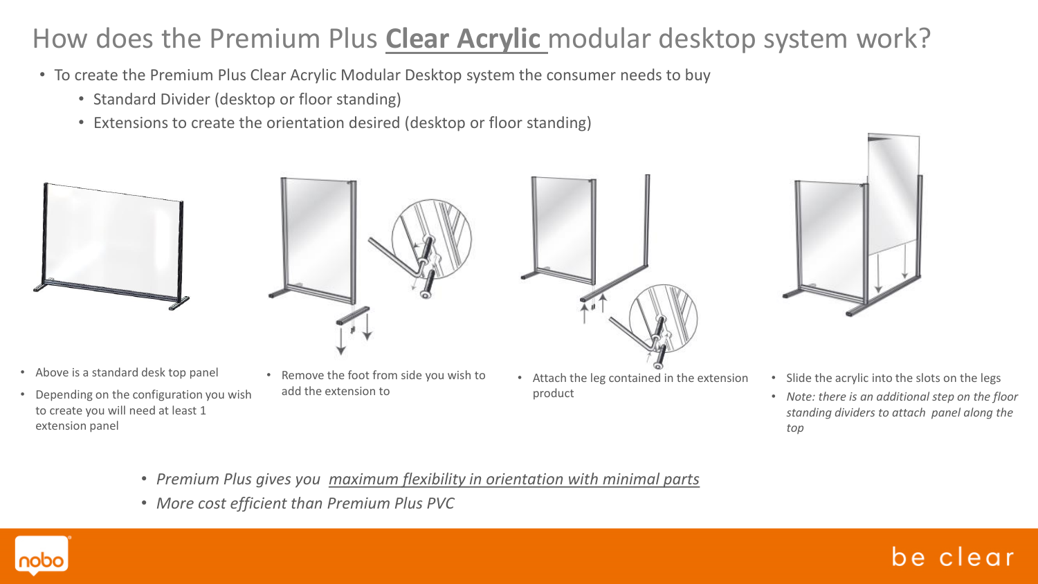# How does the Premium Plus **Clear Acrylic** modular desktop system work?

- To create the Premium Plus Clear Acrylic Modular Desktop system the consumer needs to buy
  - Standard Divider (desktop or floor standing)
  - Extensions to create the orientation desired (desktop or floor standing)

- Above is a standard desk top panel
- Depending on the configuration you wish to create you will need at least 1 extension panel

- Remove the foot from side you wish to add the extension to

- Attach the leg contained in the extension product

- Slide the acrylic into the slots on the legs
- *Note: there is an additional step on the floor standing dividers to attach panel along the top*

- *Premium Plus gives you maximum flexibility in orientation with minimal parts*
- *More cost efficient than Premium Plus PVC*

be clear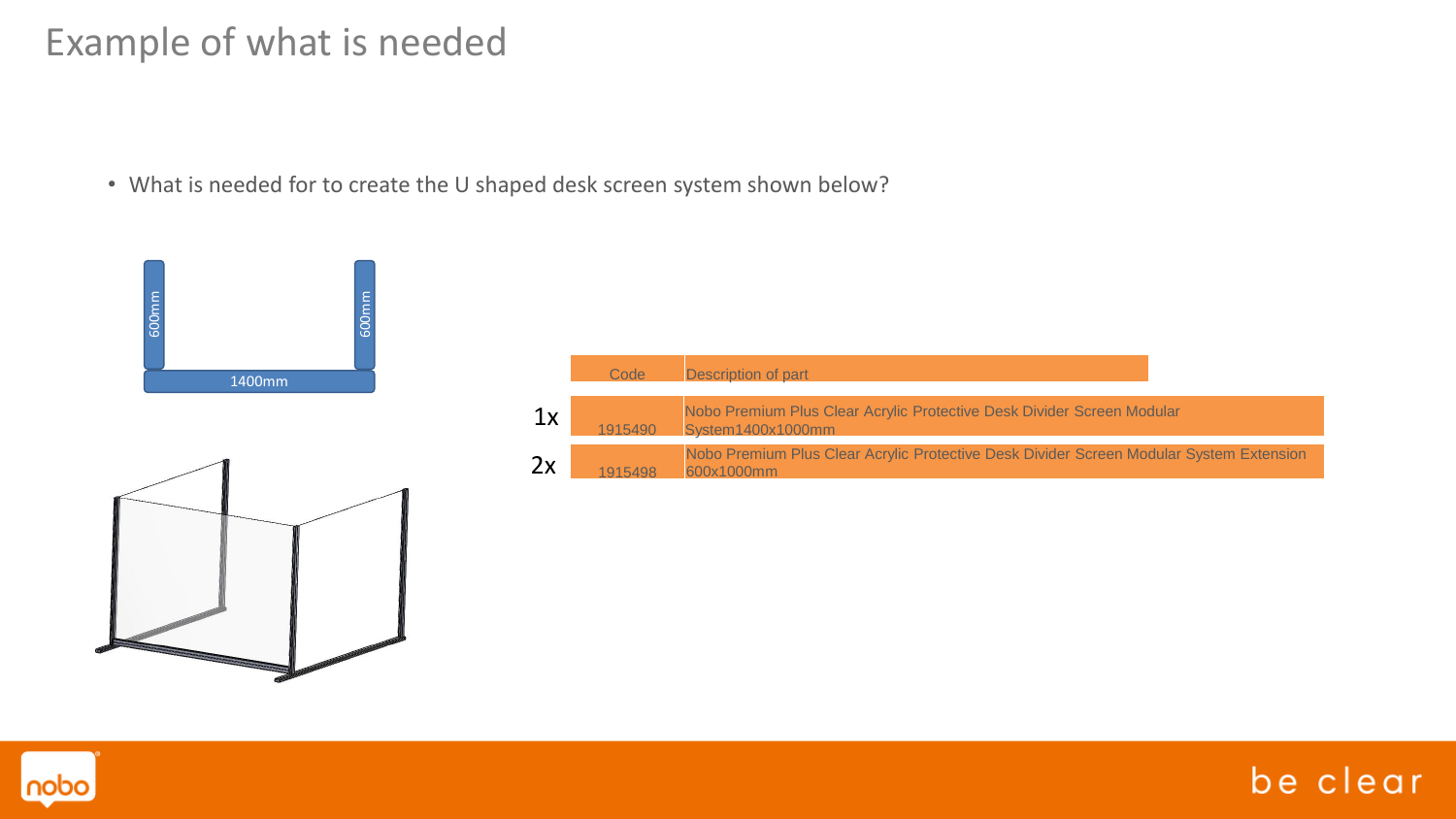# Example of what is needed

- What is needed for to create the U shaped desk screen system shown below?

600mm

600mm

1400mm

| | Code | Description of part |
|---|---|---|
| 1x | 1915490 | Nobo Premium Plus Clear Acrylic Protective Desk Divider Screen Modular System1400x1000mm |
| 2x | 1915498 | Nobo Premium Plus Clear Acrylic Protective Desk Divider Screen Modular System Extension 600x1000mm |

be clear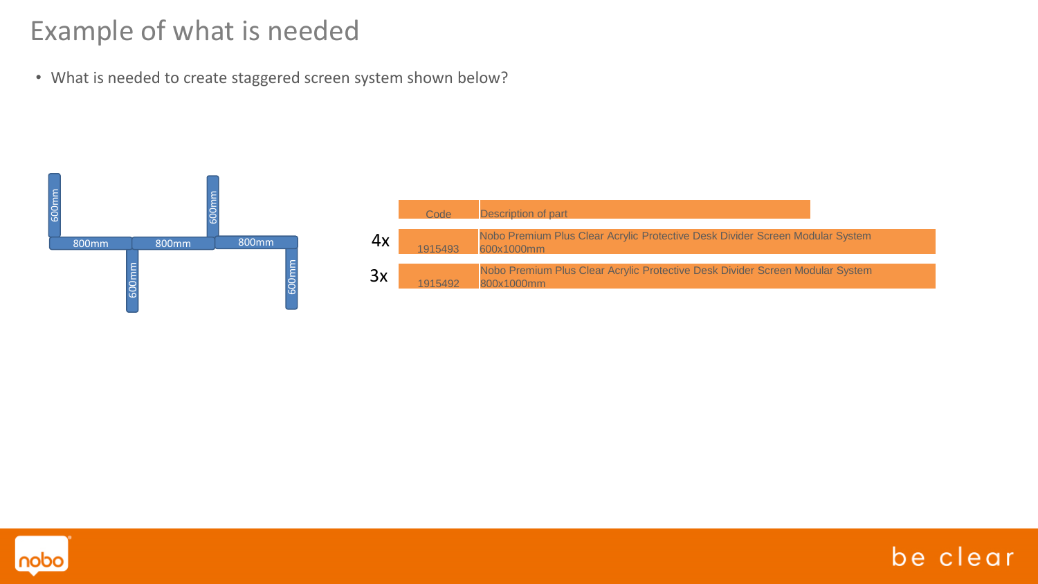# Example of what is needed

- What is needed to create staggered screen system shown below?

600mm

800mm

800mm

800mm

600mm

600mm

600mm

| | Code | Description of part |
|---|---|---|
| 4x | 1915493 | Nobo Premium Plus Clear Acrylic Protective Desk Divider Screen Modular System 600x1000mm |
| 3x | 1915492 | Nobo Premium Plus Clear Acrylic Protective Desk Divider Screen Modular System 800x1000mm |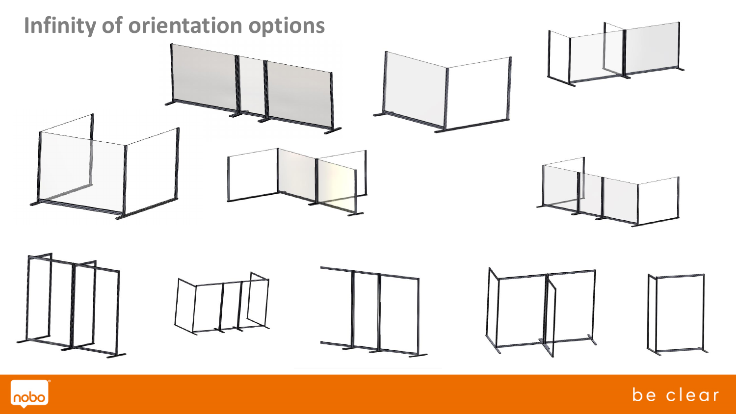# Infinity of orientation options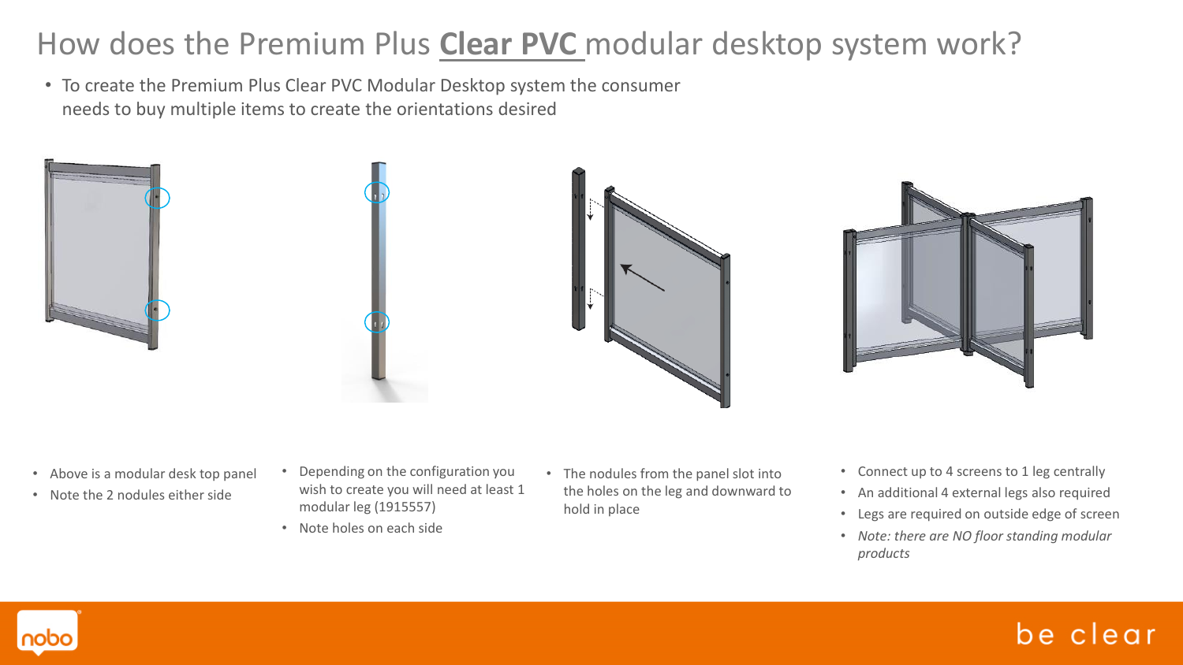# How does the Premium Plus **Clear PVC** modular desktop system work?

- To create the Premium Plus Clear PVC Modular Desktop system the consumer needs to buy multiple items to create the orientations desired

- Above is a modular desk top panel
- Note the 2 nodules either side

- Depending on the configuration you wish to create you will need at least 1 modular leg (1915557)
- Note holes on each side

- The nodules from the panel slot into the holes on the leg and downward to hold in place

- Connect up to 4 screens to 1 leg centrally
- An additional 4 external legs also required
- Legs are required on outside edge of screen
- *Note: there are NO floor standing modular products*

be clear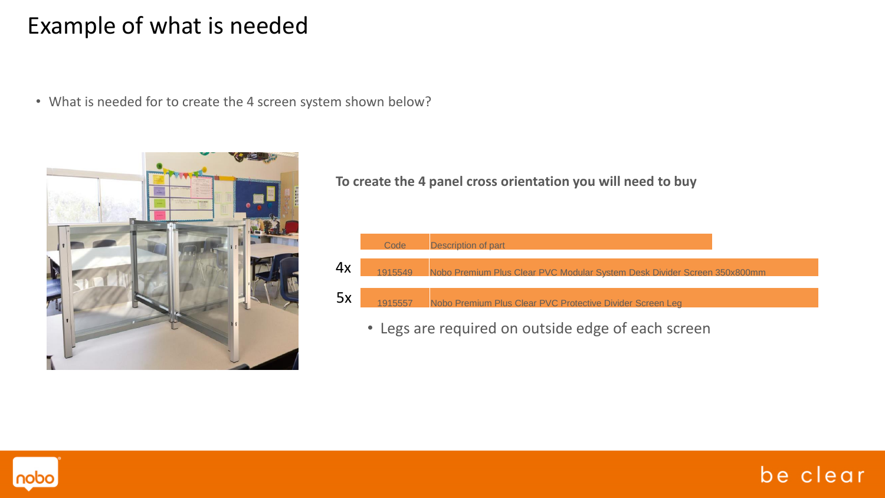# Example of what is needed

- What is needed for to create the 4 screen system shown below?

**To create the 4 panel cross orientation you will need to buy**

| Qty | Code | Description of part |
| --- | --- | --- |
| 4x | 1915549 | Nobo Premium Plus Clear PVC Modular System Desk Divider Screen 350x800mm |
| 5x | 1915557 | Nobo Premium Plus Clear PVC Protective Divider Screen Leg |

- Legs are required on outside edge of each screen

be clear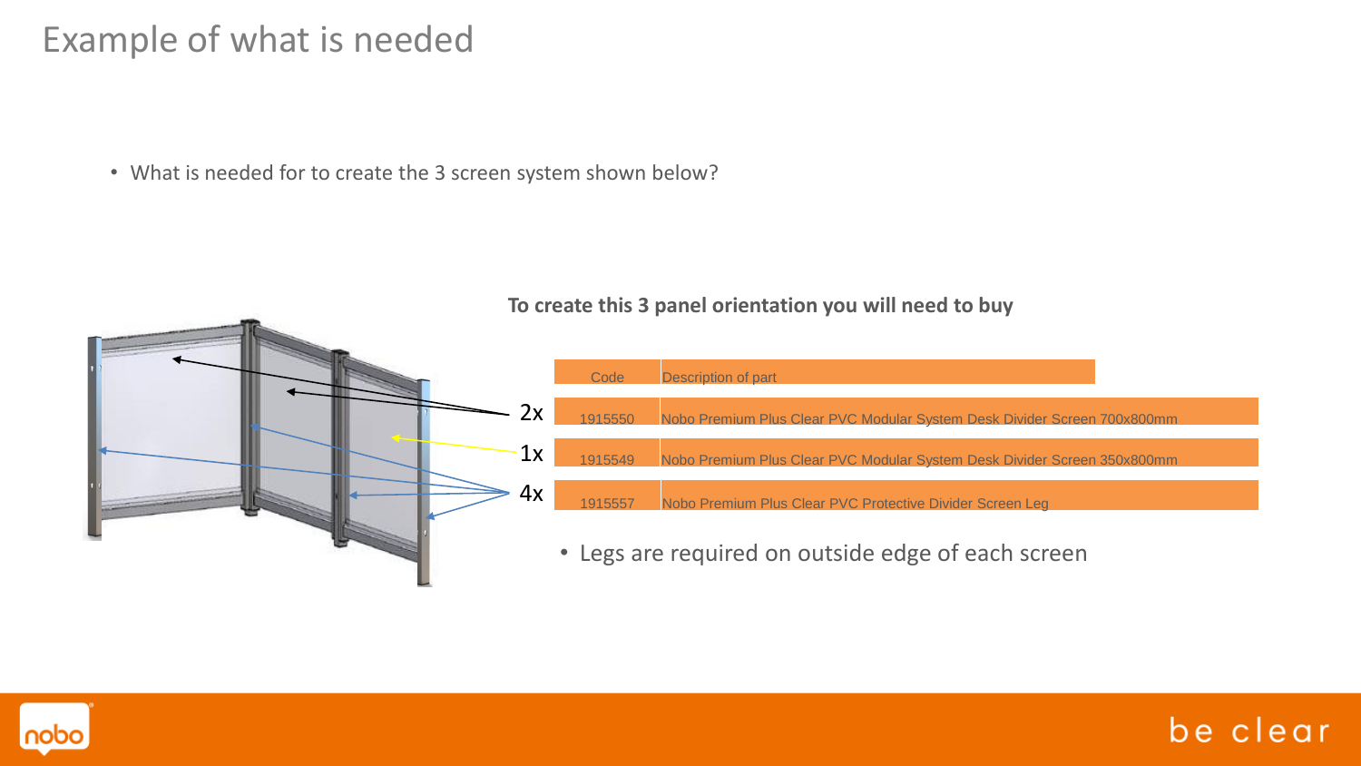# Example of what is needed

- What is needed for to create the 3 screen system shown below?

**To create this 3 panel orientation you will need to buy**

| Qty | Code | Description of part |
|---|---|---|
| 2x | 1915550 | Nobo Premium Plus Clear PVC Modular System Desk Divider Screen 700x800mm |
| 1x | 1915549 | Nobo Premium Plus Clear PVC Modular System Desk Divider Screen 350x800mm |
| 4x | 1915557 | Nobo Premium Plus Clear PVC Protective Divider Screen Leg |

- Legs are required on outside edge of each screen

be clear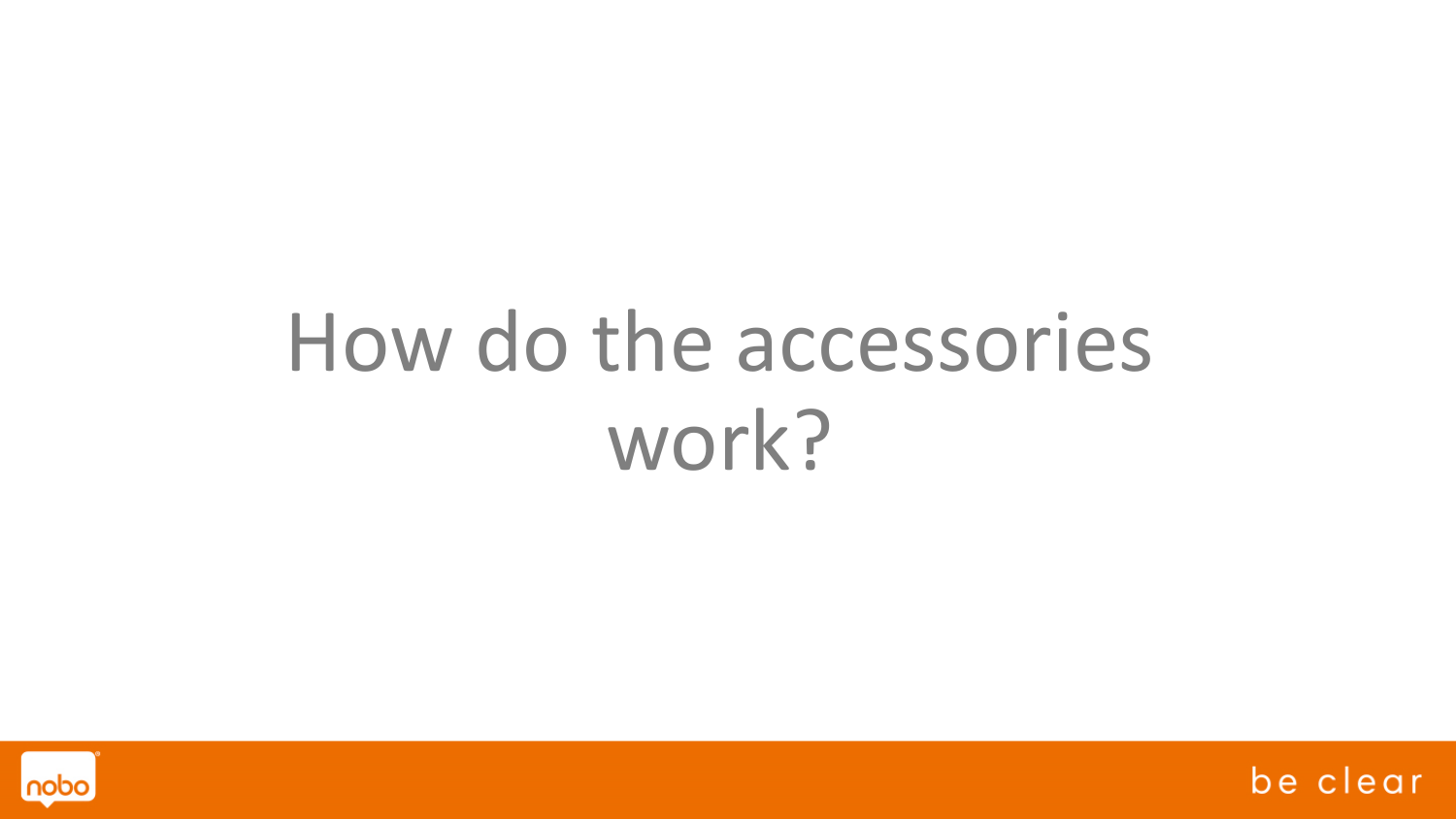# How do the accessories work?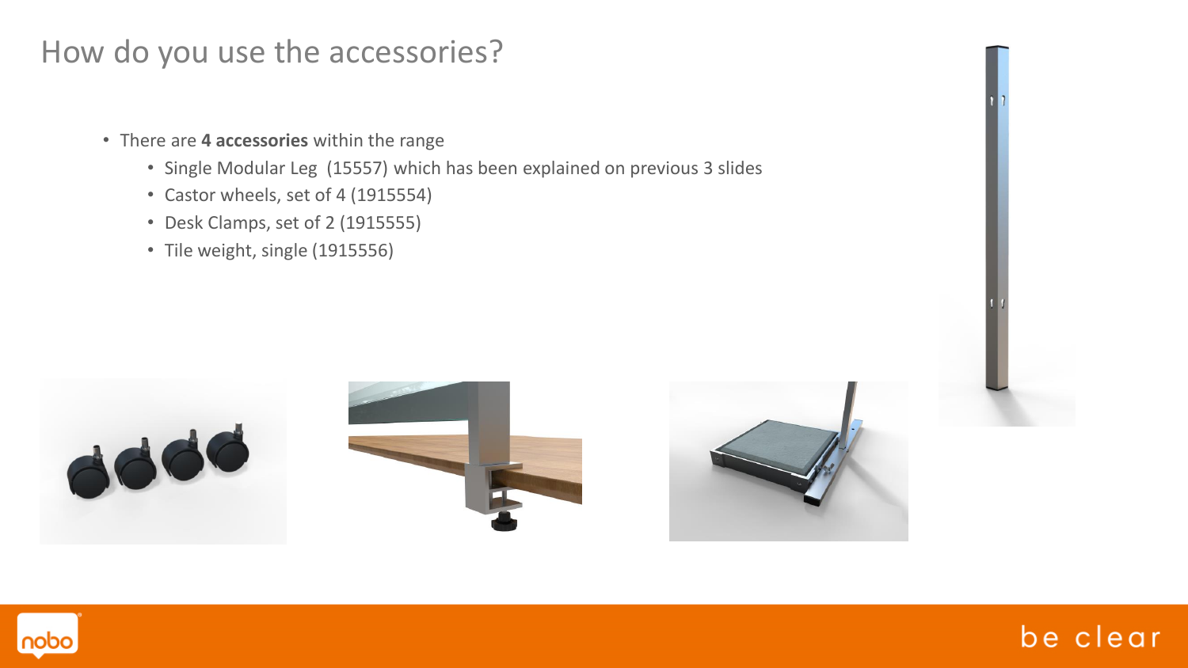# How do you use the accessories?

- There are **4 accessories** within the range
  - Single Modular Leg  (15557) which has been explained on previous 3 slides
  - Castor wheels, set of 4 (1915554)
  - Desk Clamps, set of 2 (1915555)
  - Tile weight, single (1915556)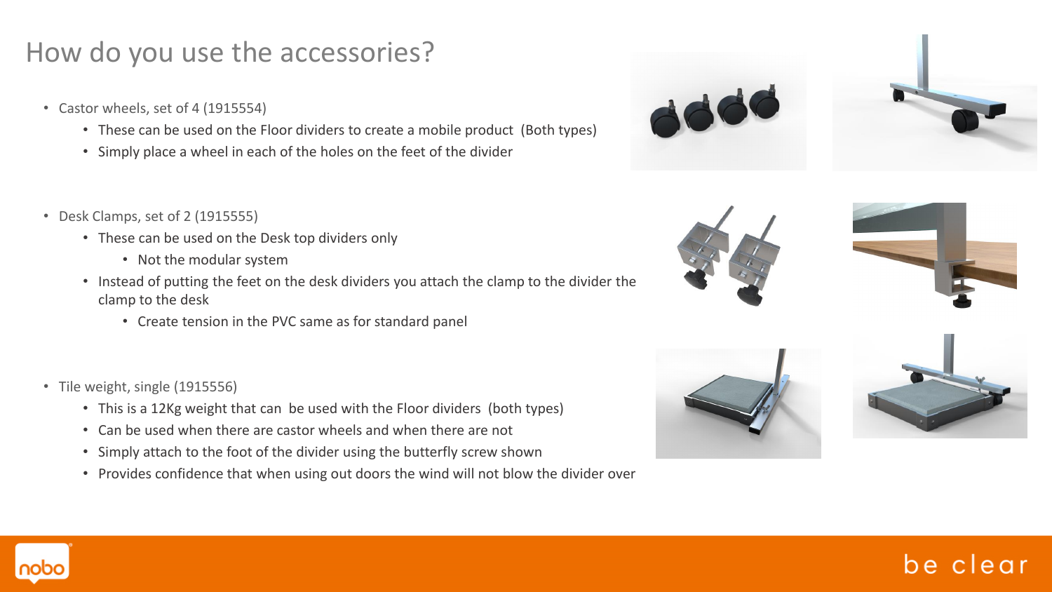# How do you use the accessories?

- Castor wheels, set of 4 (1915554)
  - These can be used on the Floor dividers to create a mobile product (Both types)
  - Simply place a wheel in each of the holes on the feet of the divider
- Desk Clamps, set of 2 (1915555)
  - These can be used on the Desk top dividers only
    - Not the modular system
  - Instead of putting the feet on the desk dividers you attach the clamp to the divider the clamp to the desk
    - Create tension in the PVC same as for standard panel
- Tile weight, single (1915556)
  - This is a 12Kg weight that can be used with the Floor dividers (both types)
  - Can be used when there are castor wheels and when there are not
  - Simply attach to the foot of the divider using the butterfly screw shown
  - Provides confidence that when using out doors the wind will not blow the divider over